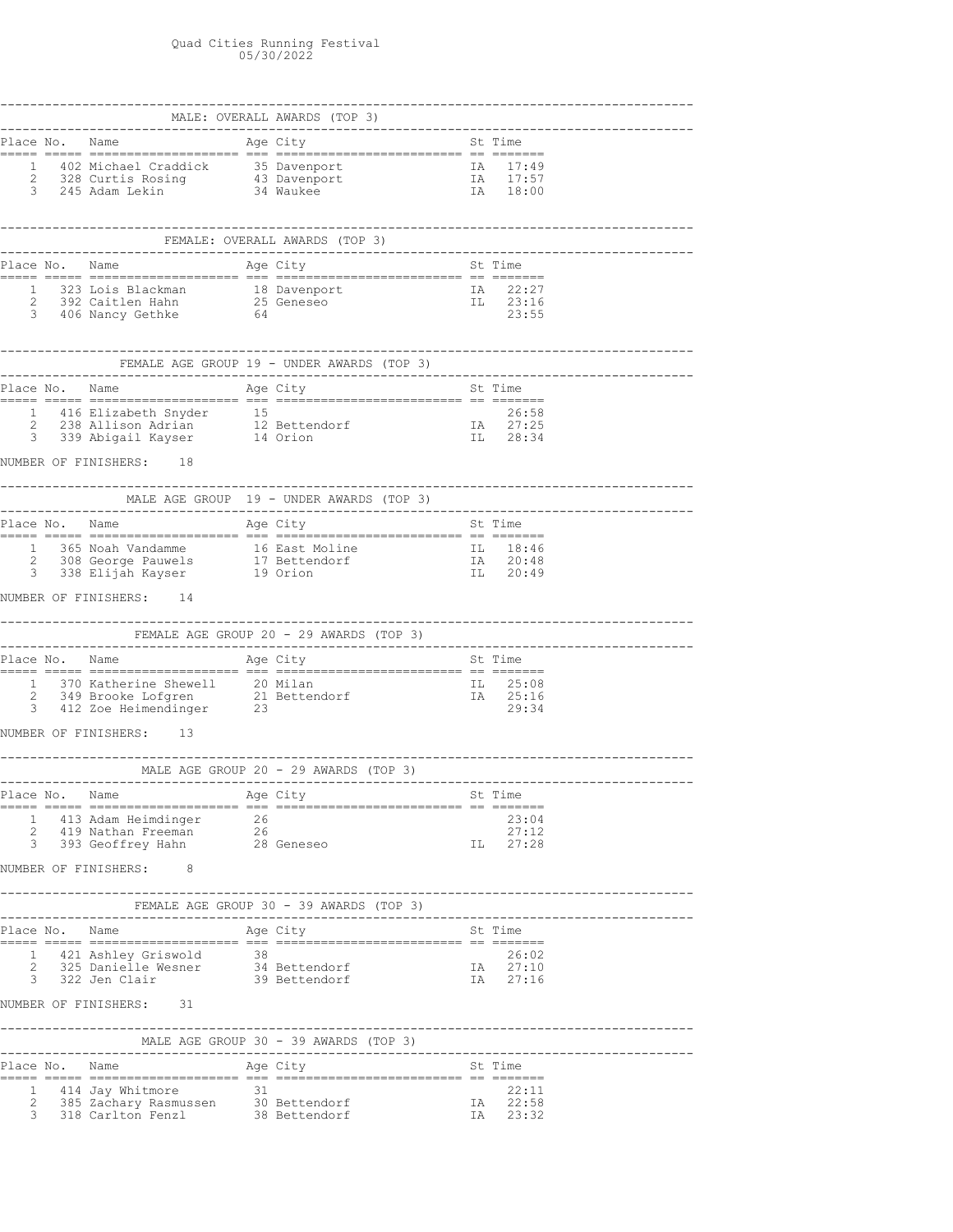# Quad Cities Running Festival

05/30/2022

## MALE: OVERALL AWARDS (TOP 3)

| Place | No. | Name | Age | City | St | Time |
|---|---|---|---|---|---|---|
| 1 | 402 | Michael Craddick | 35 | Davenport | IA | 17:49 |
| 2 | 328 | Curtis Rosing | 43 | Davenport | IA | 17:57 |
| 3 | 245 | Adam Lekin | 34 | Waukee | IA | 18:00 |

## FEMALE: OVERALL AWARDS (TOP 3)

| Place | No. | Name | Age | City | St | Time |
|---|---|---|---|---|---|---|
| 1 | 323 | Lois Blackman | 18 | Davenport | IA | 22:27 |
| 2 | 392 | Caitlen Hahn | 25 | Geneseo | IL | 23:16 |
| 3 | 406 | Nancy Gethke | 64 | | | 23:55 |

## FEMALE AGE GROUP 19 - UNDER AWARDS (TOP 3)

| Place | No. | Name | Age | City | St | Time |
|---|---|---|---|---|---|---|
| 1 | 416 | Elizabeth Snyder | 15 | | | 26:58 |
| 2 | 238 | Allison Adrian | 12 | Bettendorf | IA | 27:25 |
| 3 | 339 | Abigail Kayser | 14 | Orion | IL | 28:34 |

NUMBER OF FINISHERS: 18

## MALE AGE GROUP 19 - UNDER AWARDS (TOP 3)

| Place | No. | Name | Age | City | St | Time |
|---|---|---|---|---|---|---|
| 1 | 365 | Noah Vandamme | 16 | East Moline | IL | 18:46 |
| 2 | 308 | George Pauwels | 17 | Bettendorf | IA | 20:48 |
| 3 | 338 | Elijah Kayser | 19 | Orion | IL | 20:49 |

NUMBER OF FINISHERS: 14

## FEMALE AGE GROUP 20 - 29 AWARDS (TOP 3)

| Place | No. | Name | Age | City | St | Time |
|---|---|---|---|---|---|---|
| 1 | 370 | Katherine Shewell | 20 | Milan | IL | 25:08 |
| 2 | 349 | Brooke Lofgren | 21 | Bettendorf | IA | 25:16 |
| 3 | 412 | Zoe Heimendinger | 23 | | | 29:34 |

NUMBER OF FINISHERS: 13

## MALE AGE GROUP 20 - 29 AWARDS (TOP 3)

| Place | No. | Name | Age | City | St | Time |
|---|---|---|---|---|---|---|
| 1 | 413 | Adam Heimdinger | 26 | | | 23:04 |
| 2 | 419 | Nathan Freeman | 26 | | | 27:12 |
| 3 | 393 | Geoffrey Hahn | 28 | Geneseo | IL | 27:28 |

NUMBER OF FINISHERS: 8

## FEMALE AGE GROUP 30 - 39 AWARDS (TOP 3)

| Place | No. | Name | Age | City | St | Time |
|---|---|---|---|---|---|---|
| 1 | 421 | Ashley Griswold | 38 | | | 26:02 |
| 2 | 325 | Danielle Wesner | 34 | Bettendorf | IA | 27:10 |
| 3 | 322 | Jen Clair | 39 | Bettendorf | IA | 27:16 |

NUMBER OF FINISHERS: 31

## MALE AGE GROUP 30 - 39 AWARDS (TOP 3)

| Place | No. | Name | Age | City | St | Time |
|---|---|---|---|---|---|---|
| 1 | 414 | Jay Whitmore | 31 | | | 22:11 |
| 2 | 385 | Zachary Rasmussen | 30 | Bettendorf | IA | 22:58 |
| 3 | 318 | Carlton Fenzl | 38 | Bettendorf | IA | 23:32 |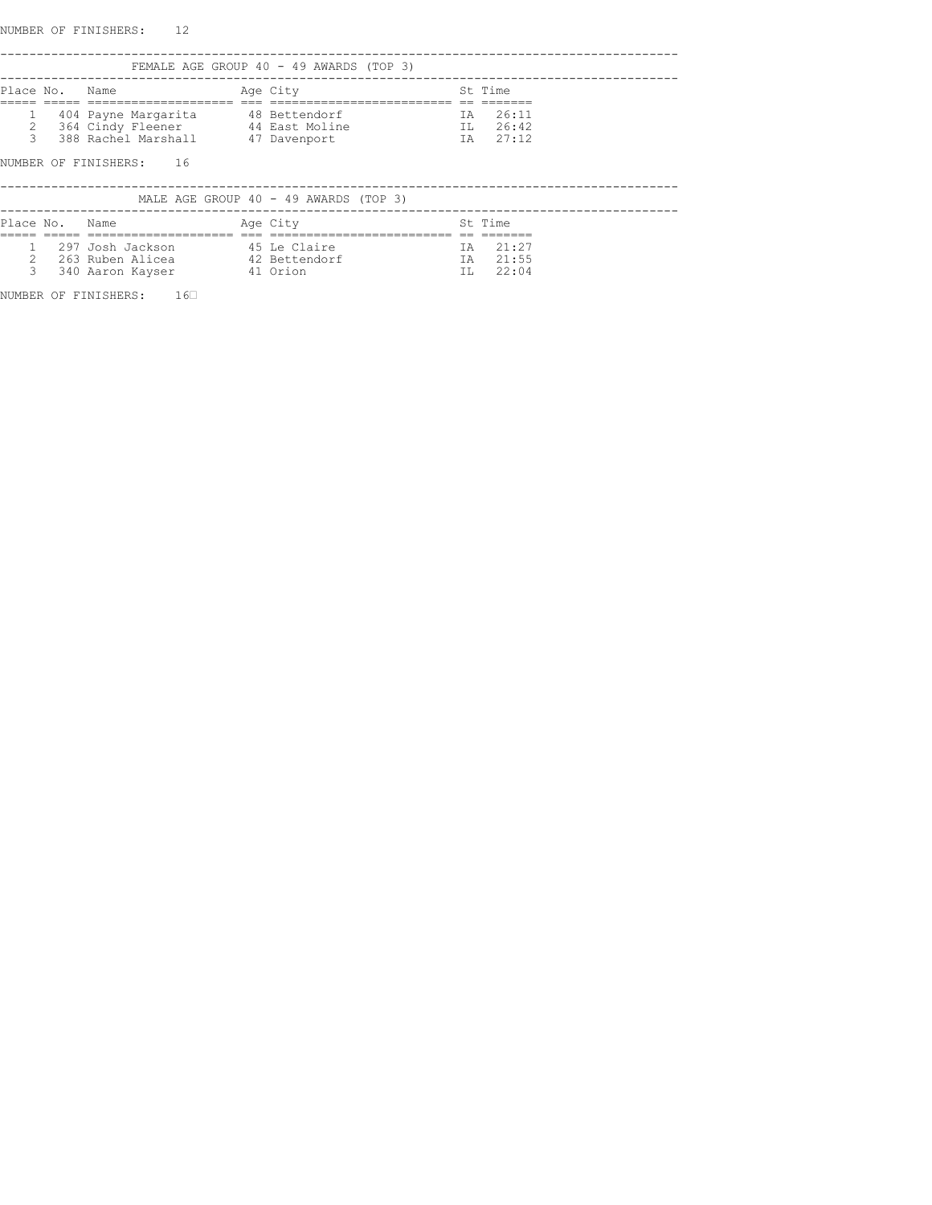NUMBER OF FINISHERS: 12

## FEMALE AGE GROUP 40 - 49 AWARDS (TOP 3)

| Place | No. | Name | Age | City | St | Time |
|---|---|---|---|---|---|---|
| 1 | 404 | Payne Margarita | 48 | Bettendorf | IA | 26:11 |
| 2 | 364 | Cindy Fleener | 44 | East Moline | IL | 26:42 |
| 3 | 388 | Rachel Marshall | 47 | Davenport | IA | 27:12 |

NUMBER OF FINISHERS: 16

## MALE AGE GROUP 40 - 49 AWARDS (TOP 3)

| Place | No. | Name | Age | City | St | Time |
|---|---|---|---|---|---|---|
| 1 | 297 | Josh Jackson | 45 | Le Claire | IA | 21:27 |
| 2 | 263 | Ruben Alicea | 42 | Bettendorf | IA | 21:55 |
| 3 | 340 | Aaron Kayser | 41 | Orion | IL | 22:04 |

NUMBER OF FINISHERS: 16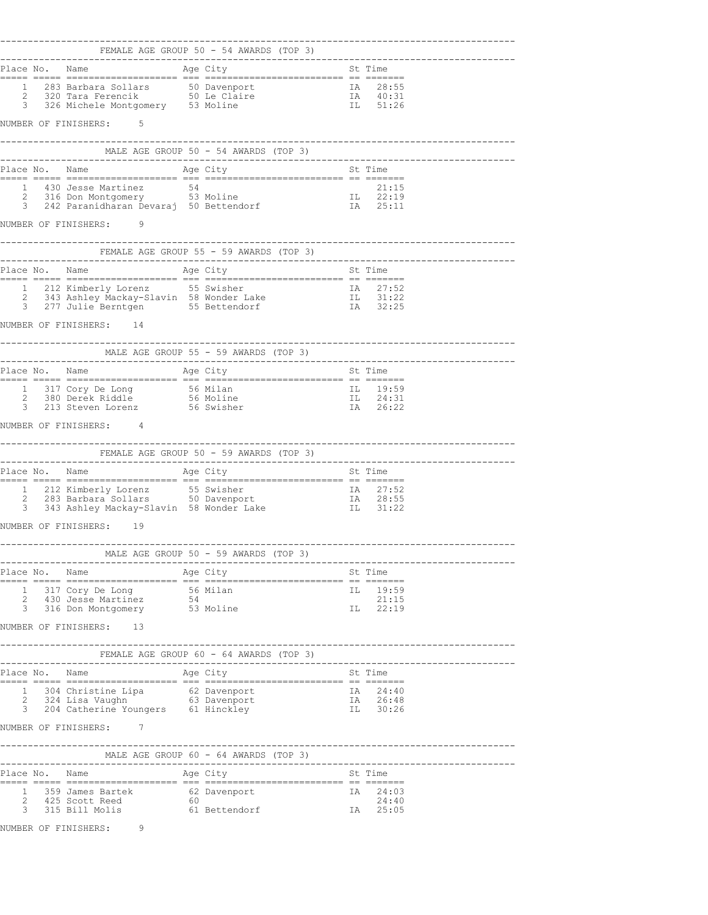## FEMALE AGE GROUP 50 - 54 AWARDS (TOP 3)

| Place | No. | Name | Age | City | St | Time |
|---|---|---|---|---|---|---|
| 1 | 283 | Barbara Sollars | 50 | Davenport | IA | 28:55 |
| 2 | 320 | Tara Ferencik | 50 | Le Claire | IA | 40:31 |
| 3 | 326 | Michele Montgomery | 53 | Moline | IL | 51:26 |

NUMBER OF FINISHERS: 5

## MALE AGE GROUP 50 - 54 AWARDS (TOP 3)

| Place | No. | Name | Age | City | St | Time |
|---|---|---|---|---|---|---|
| 1 | 430 | Jesse Martinez | 54 | | | 21:15 |
| 2 | 316 | Don Montgomery | 53 | Moline | IL | 22:19 |
| 3 | 242 | Paranidharan Devaraj | 50 | Bettendorf | IA | 25:11 |

NUMBER OF FINISHERS: 9

## FEMALE AGE GROUP 55 - 59 AWARDS (TOP 3)

| Place | No. | Name | Age | City | St | Time |
|---|---|---|---|---|---|---|
| 1 | 212 | Kimberly Lorenz | 55 | Swisher | IA | 27:52 |
| 2 | 343 | Ashley Mackay-Slavin | 58 | Wonder Lake | IL | 31:22 |
| 3 | 277 | Julie Berntgen | 55 | Bettendorf | IA | 32:25 |

NUMBER OF FINISHERS: 14

## MALE AGE GROUP 55 - 59 AWARDS (TOP 3)

| Place | No. | Name | Age | City | St | Time |
|---|---|---|---|---|---|---|
| 1 | 317 | Cory De Long | 56 | Milan | IL | 19:59 |
| 2 | 380 | Derek Riddle | 56 | Moline | IL | 24:31 |
| 3 | 213 | Steven Lorenz | 56 | Swisher | IA | 26:22 |

NUMBER OF FINISHERS: 4

## FEMALE AGE GROUP 50 - 59 AWARDS (TOP 3)

| Place | No. | Name | Age | City | St | Time |
|---|---|---|---|---|---|---|
| 1 | 212 | Kimberly Lorenz | 55 | Swisher | IA | 27:52 |
| 2 | 283 | Barbara Sollars | 50 | Davenport | IA | 28:55 |
| 3 | 343 | Ashley Mackay-Slavin | 58 | Wonder Lake | IL | 31:22 |

NUMBER OF FINISHERS: 19

## MALE AGE GROUP 50 - 59 AWARDS (TOP 3)

| Place | No. | Name | Age | City | St | Time |
|---|---|---|---|---|---|---|
| 1 | 317 | Cory De Long | 56 | Milan | IL | 19:59 |
| 2 | 430 | Jesse Martinez | 54 | | | 21:15 |
| 3 | 316 | Don Montgomery | 53 | Moline | IL | 22:19 |

NUMBER OF FINISHERS: 13

## FEMALE AGE GROUP 60 - 64 AWARDS (TOP 3)

| Place | No. | Name | Age | City | St | Time |
|---|---|---|---|---|---|---|
| 1 | 304 | Christine Lipa | 62 | Davenport | IA | 24:40 |
| 2 | 324 | Lisa Vaughn | 63 | Davenport | IA | 26:48 |
| 3 | 204 | Catherine Youngers | 61 | Hinckley | IL | 30:26 |

NUMBER OF FINISHERS: 7

## MALE AGE GROUP 60 - 64 AWARDS (TOP 3)

| Place | No. | Name | Age | City | St | Time |
|---|---|---|---|---|---|---|
| 1 | 359 | James Bartek | 62 | Davenport | IA | 24:03 |
| 2 | 425 | Scott Reed | 60 | | | 24:40 |
| 3 | 315 | Bill Molis | 61 | Bettendorf | IA | 25:05 |

NUMBER OF FINISHERS: 9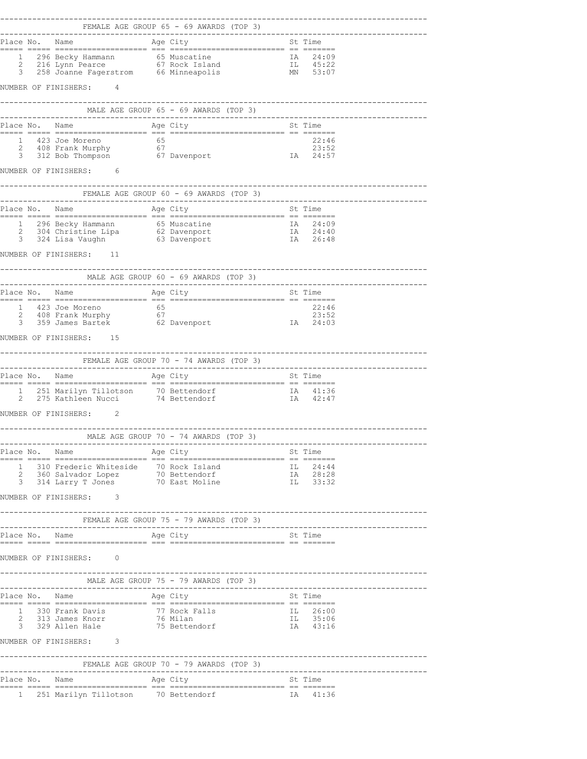### FEMALE AGE GROUP 65 - 69 AWARDS (TOP 3)

| Place | No. | Name | Age | City | St | Time |
|---|---|---|---|---|---|---|
| 1 | 296 | Becky Hammann | 65 | Muscatine | IA | 24:09 |
| 2 | 216 | Lynn Pearce | 67 | Rock Island | IL | 45:22 |
| 3 | 258 | Joanne Fagerstrom | 66 | Minneapolis | MN | 53:07 |

NUMBER OF FINISHERS: 4

### MALE AGE GROUP 65 - 69 AWARDS (TOP 3)

| Place | No. | Name | Age | City | St | Time |
|---|---|---|---|---|---|---|
| 1 | 423 | Joe Moreno | 65 | | | 22:46 |
| 2 | 408 | Frank Murphy | 67 | | | 23:52 |
| 3 | 312 | Bob Thompson | 67 | Davenport | IA | 24:57 |

NUMBER OF FINISHERS: 6

### FEMALE AGE GROUP 60 - 69 AWARDS (TOP 3)

| Place | No. | Name | Age | City | St | Time |
|---|---|---|---|---|---|---|
| 1 | 296 | Becky Hammann | 65 | Muscatine | IA | 24:09 |
| 2 | 304 | Christine Lipa | 62 | Davenport | IA | 24:40 |
| 3 | 324 | Lisa Vaughn | 63 | Davenport | IA | 26:48 |

NUMBER OF FINISHERS: 11

### MALE AGE GROUP 60 - 69 AWARDS (TOP 3)

| Place | No. | Name | Age | City | St | Time |
|---|---|---|---|---|---|---|
| 1 | 423 | Joe Moreno | 65 | | | 22:46 |
| 2 | 408 | Frank Murphy | 67 | | | 23:52 |
| 3 | 359 | James Bartek | 62 | Davenport | IA | 24:03 |

NUMBER OF FINISHERS: 15

### FEMALE AGE GROUP 70 - 74 AWARDS (TOP 3)

| Place | No. | Name | Age | City | St | Time |
|---|---|---|---|---|---|---|
| 1 | 251 | Marilyn Tillotson | 70 | Bettendorf | IA | 41:36 |
| 2 | 275 | Kathleen Nucci | 74 | Bettendorf | IA | 42:47 |

NUMBER OF FINISHERS: 2

### MALE AGE GROUP 70 - 74 AWARDS (TOP 3)

| Place | No. | Name | Age | City | St | Time |
|---|---|---|---|---|---|---|
| 1 | 310 | Frederic Whiteside | 70 | Rock Island | IL | 24:44 |
| 2 | 360 | Salvador Lopez | 70 | Bettendorf | IA | 28:28 |
| 3 | 314 | Larry T Jones | 70 | East Moline | IL | 33:32 |

NUMBER OF FINISHERS: 3

### FEMALE AGE GROUP 75 - 79 AWARDS (TOP 3)

| Place | No. | Name | Age | City | St | Time |
|---|---|---|---|---|---|---|

NUMBER OF FINISHERS: 0

### MALE AGE GROUP 75 - 79 AWARDS (TOP 3)

| Place | No. | Name | Age | City | St | Time |
|---|---|---|---|---|---|---|
| 1 | 330 | Frank Davis | 77 | Rock Falls | IL | 26:00 |
| 2 | 313 | James Knorr | 76 | Milan | IL | 35:06 |
| 3 | 329 | Allen Hale | 75 | Bettendorf | IA | 43:16 |

NUMBER OF FINISHERS: 3

### FEMALE AGE GROUP 70 - 79 AWARDS (TOP 3)

| Place | No. | Name | Age | City | St | Time |
|---|---|---|---|---|---|---|
| 1 | 251 | Marilyn Tillotson | 70 | Bettendorf | IA | 41:36 |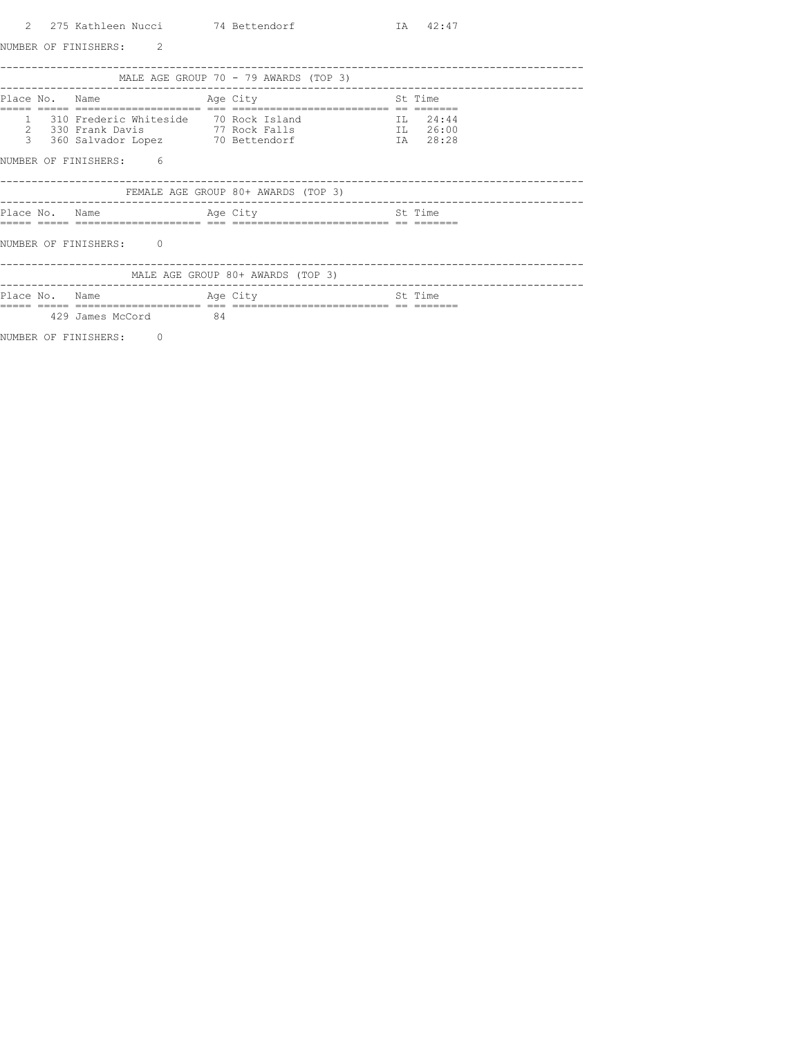| Place | No. | Name | Age | City | St | Time |
|---|---|---|---|---|---|---|
| 2 | 275 | Kathleen Nucci | 74 | Bettendorf | IA | 42:47 |

NUMBER OF FINISHERS: 2

## MALE AGE GROUP 70 - 79 AWARDS (TOP 3)

| Place | No. | Name | Age | City | St | Time |
|---|---|---|---|---|---|---|
| 1 | 310 | Frederic Whiteside | 70 | Rock Island | IL | 24:44 |
| 2 | 330 | Frank Davis | 77 | Rock Falls | IL | 26:00 |
| 3 | 360 | Salvador Lopez | 70 | Bettendorf | IA | 28:28 |

NUMBER OF FINISHERS: 6

## FEMALE AGE GROUP 80+ AWARDS (TOP 3)

| Place | No. | Name | Age | City | St | Time |
|---|---|---|---|---|---|---|

NUMBER OF FINISHERS: 0

## MALE AGE GROUP 80+ AWARDS (TOP 3)

| Place | No. | Name | Age | City | St | Time |
|---|---|---|---|---|---|---|
| | 429 | James McCord | 84 | | | |

NUMBER OF FINISHERS: 0